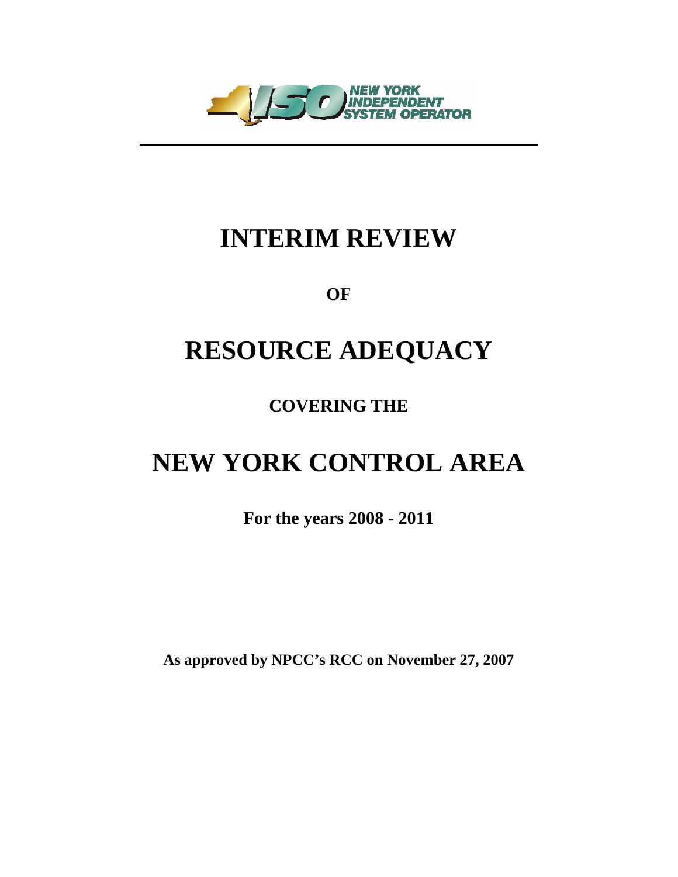NEW YORK INDEPENDENT SYSTEM OPERATOR

# INTERIM REVIEW

**OF**

# RESOURCE ADEQUACY

**COVERING THE**

# NEW YORK CONTROL AREA

**For the years 2008 - 2011**

**As approved by NPCC's RCC on November 27, 2007**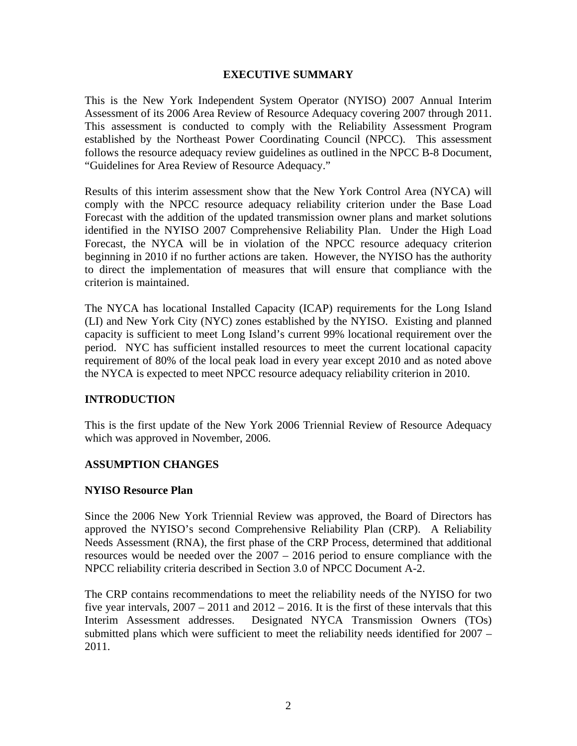## EXECUTIVE SUMMARY

This is the New York Independent System Operator (NYISO) 2007 Annual Interim Assessment of its 2006 Area Review of Resource Adequacy covering 2007 through 2011. This assessment is conducted to comply with the Reliability Assessment Program established by the Northeast Power Coordinating Council (NPCC). This assessment follows the resource adequacy review guidelines as outlined in the NPCC B-8 Document, "Guidelines for Area Review of Resource Adequacy."

Results of this interim assessment show that the New York Control Area (NYCA) will comply with the NPCC resource adequacy reliability criterion under the Base Load Forecast with the addition of the updated transmission owner plans and market solutions identified in the NYISO 2007 Comprehensive Reliability Plan. Under the High Load Forecast, the NYCA will be in violation of the NPCC resource adequacy criterion beginning in 2010 if no further actions are taken. However, the NYISO has the authority to direct the implementation of measures that will ensure that compliance with the criterion is maintained.

The NYCA has locational Installed Capacity (ICAP) requirements for the Long Island (LI) and New York City (NYC) zones established by the NYISO. Existing and planned capacity is sufficient to meet Long Island's current 99% locational requirement over the period. NYC has sufficient installed resources to meet the current locational capacity requirement of 80% of the local peak load in every year except 2010 and as noted above the NYCA is expected to meet NPCC resource adequacy reliability criterion in 2010.

## INTRODUCTION

This is the first update of the New York 2006 Triennial Review of Resource Adequacy which was approved in November, 2006.

## ASSUMPTION CHANGES

### NYISO Resource Plan

Since the 2006 New York Triennial Review was approved, the Board of Directors has approved the NYISO's second Comprehensive Reliability Plan (CRP). A Reliability Needs Assessment (RNA), the first phase of the CRP Process, determined that additional resources would be needed over the 2007 – 2016 period to ensure compliance with the NPCC reliability criteria described in Section 3.0 of NPCC Document A-2.

The CRP contains recommendations to meet the reliability needs of the NYISO for two five year intervals, 2007 – 2011 and 2012 – 2016. It is the first of these intervals that this Interim Assessment addresses. Designated NYCA Transmission Owners (TOs) submitted plans which were sufficient to meet the reliability needs identified for 2007 – 2011.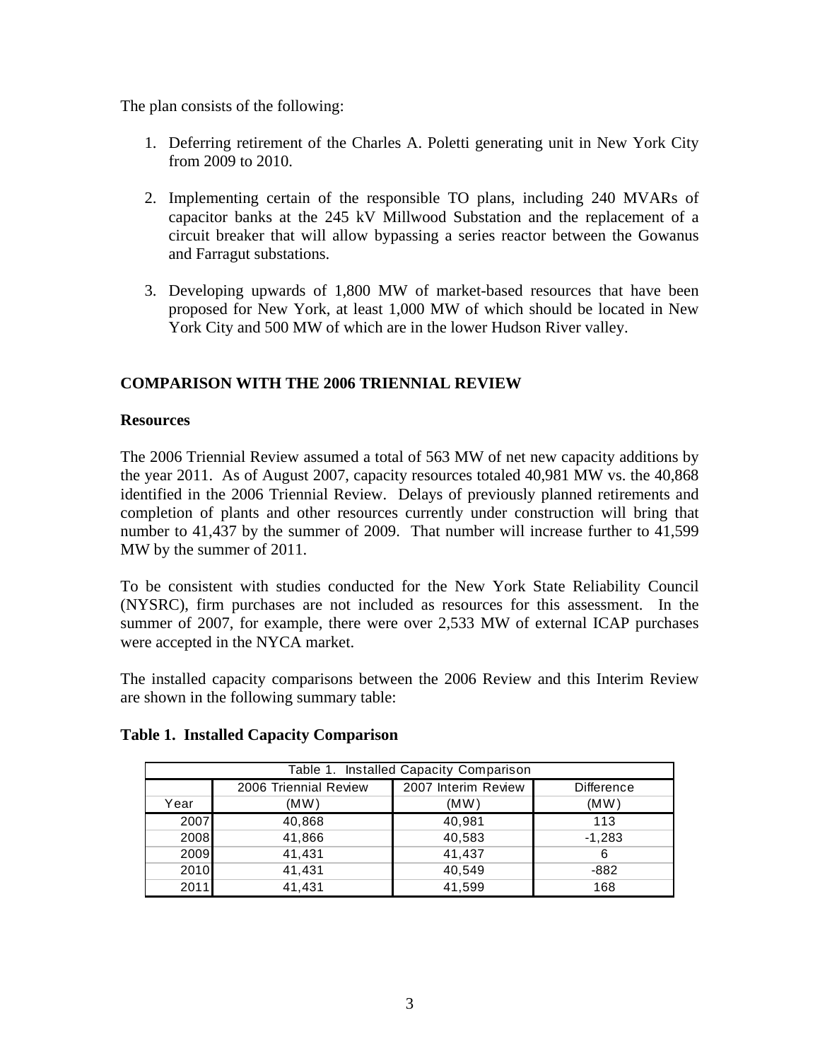The plan consists of the following:

1. Deferring retirement of the Charles A. Poletti generating unit in New York City from 2009 to 2010.

2. Implementing certain of the responsible TO plans, including 240 MVARs of capacitor banks at the 245 kV Millwood Substation and the replacement of a circuit breaker that will allow bypassing a series reactor between the Gowanus and Farragut substations.

3. Developing upwards of 1,800 MW of market-based resources that have been proposed for New York, at least 1,000 MW of which should be located in New York City and 500 MW of which are in the lower Hudson River valley.

## COMPARISON WITH THE 2006 TRIENNIAL REVIEW

### Resources

The 2006 Triennial Review assumed a total of 563 MW of net new capacity additions by the year 2011. As of August 2007, capacity resources totaled 40,981 MW vs. the 40,868 identified in the 2006 Triennial Review. Delays of previously planned retirements and completion of plants and other resources currently under construction will bring that number to 41,437 by the summer of 2009. That number will increase further to 41,599 MW by the summer of 2011.

To be consistent with studies conducted for the New York State Reliability Council (NYSRC), firm purchases are not included as resources for this assessment. In the summer of 2007, for example, there were over 2,533 MW of external ICAP purchases were accepted in the NYCA market.

The installed capacity comparisons between the 2006 Review and this Interim Review are shown in the following summary table:

**Table 1. Installed Capacity Comparison**

| Table 1. Installed Capacity Comparison | | | |
|---|---|---|---|
| Year | 2006 Triennial Review (MW) | 2007 Interim Review (MW) | Difference (MW) |
| 2007 | 40,868 | 40,981 | 113 |
| 2008 | 41,866 | 40,583 | -1,283 |
| 2009 | 41,431 | 41,437 | 6 |
| 2010 | 41,431 | 40,549 | -882 |
| 2011 | 41,431 | 41,599 | 168 |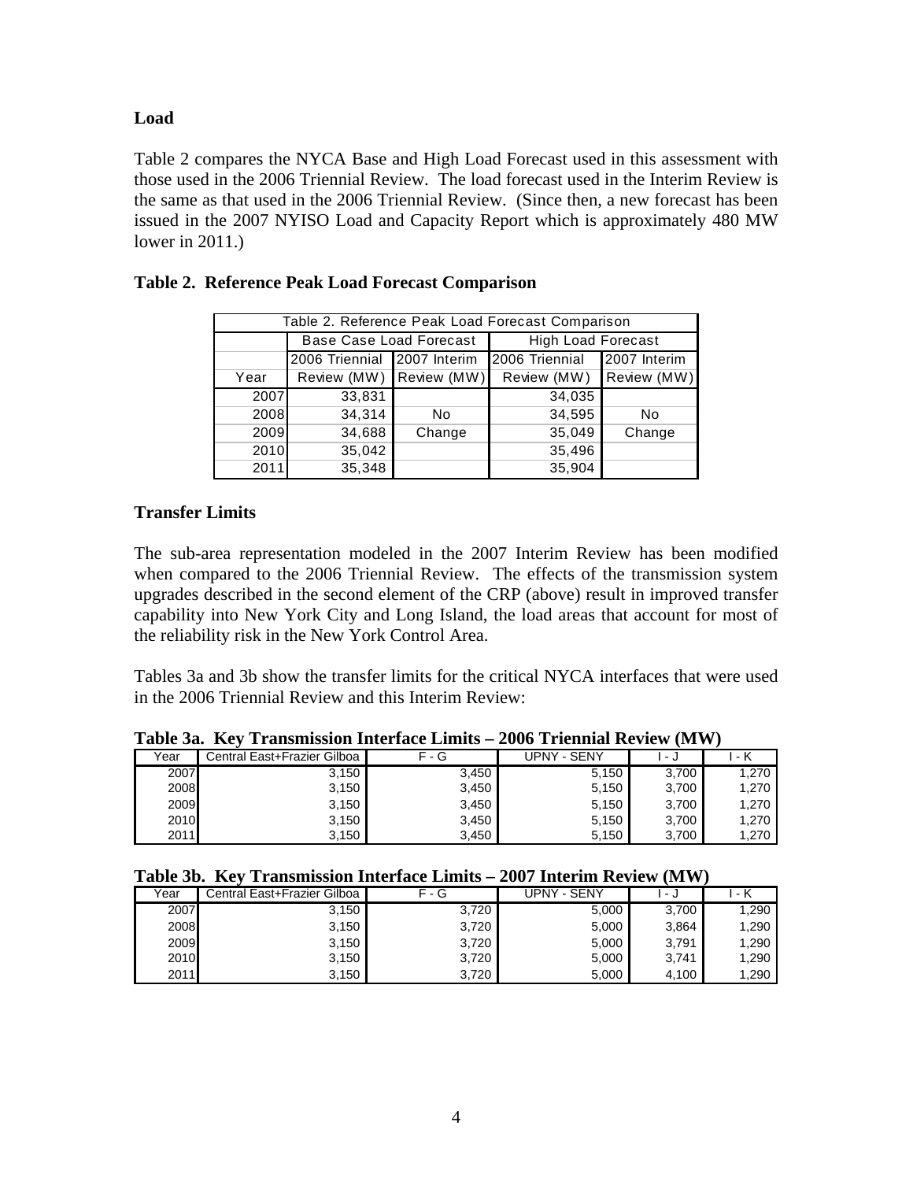**Load**

Table 2 compares the NYCA Base and High Load Forecast used in this assessment with those used in the 2006 Triennial Review. The load forecast used in the Interim Review is the same as that used in the 2006 Triennial Review. (Since then, a new forecast has been issued in the 2007 NYISO Load and Capacity Report which is approximately 480 MW lower in 2011.)

**Table 2. Reference Peak Load Forecast Comparison**

| Table 2. Reference Peak Load Forecast Comparison | | | | |
|---|---|---|---|---|
| | Base Case Load Forecast | | High Load Forecast | |
| Year | 2006 Triennial Review (MW) | 2007 Interim Review (MW) | 2006 Triennial Review (MW) | 2007 Interim Review (MW) |
| 2007 | 33,831 | | 34,035 | |
| 2008 | 34,314 | No | 34,595 | No |
| 2009 | 34,688 | Change | 35,049 | Change |
| 2010 | 35,042 | | 35,496 | |
| 2011 | 35,348 | | 35,904 | |

**Transfer Limits**

The sub-area representation modeled in the 2007 Interim Review has been modified when compared to the 2006 Triennial Review. The effects of the transmission system upgrades described in the second element of the CRP (above) result in improved transfer capability into New York City and Long Island, the load areas that account for most of the reliability risk in the New York Control Area.

Tables 3a and 3b show the transfer limits for the critical NYCA interfaces that were used in the 2006 Triennial Review and this Interim Review:

**Table 3a. Key Transmission Interface Limits – 2006 Triennial Review (MW)**

| Year | Central East+Frazier Gilboa | F - G | UPNY - SENY | I - J | I - K |
|---|---|---|---|---|---|
| 2007 | 3,150 | 3,450 | 5,150 | 3,700 | 1,270 |
| 2008 | 3,150 | 3,450 | 5,150 | 3,700 | 1,270 |
| 2009 | 3,150 | 3,450 | 5,150 | 3,700 | 1,270 |
| 2010 | 3,150 | 3,450 | 5,150 | 3,700 | 1,270 |
| 2011 | 3,150 | 3,450 | 5,150 | 3,700 | 1,270 |

**Table 3b. Key Transmission Interface Limits – 2007 Interim Review (MW)**

| Year | Central East+Frazier Gilboa | F - G | UPNY - SENY | I - J | I - K |
|---|---|---|---|---|---|
| 2007 | 3,150 | 3,720 | 5,000 | 3,700 | 1,290 |
| 2008 | 3,150 | 3,720 | 5,000 | 3,864 | 1,290 |
| 2009 | 3,150 | 3,720 | 5,000 | 3,791 | 1,290 |
| 2010 | 3,150 | 3,720 | 5,000 | 3,741 | 1,290 |
| 2011 | 3,150 | 3,720 | 5,000 | 4,100 | 1,290 |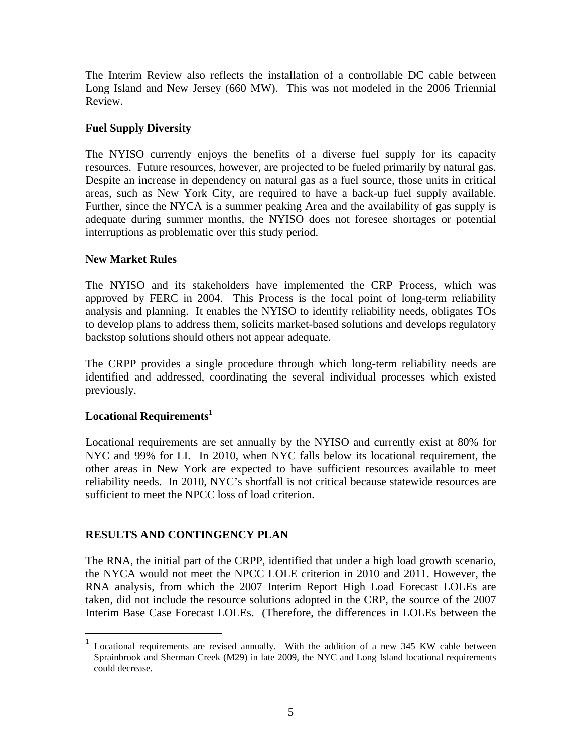The Interim Review also reflects the installation of a controllable DC cable between Long Island and New Jersey (660 MW). This was not modeled in the 2006 Triennial Review.

**Fuel Supply Diversity**

The NYISO currently enjoys the benefits of a diverse fuel supply for its capacity resources. Future resources, however, are projected to be fueled primarily by natural gas. Despite an increase in dependency on natural gas as a fuel source, those units in critical areas, such as New York City, are required to have a back-up fuel supply available. Further, since the NYCA is a summer peaking Area and the availability of gas supply is adequate during summer months, the NYISO does not foresee shortages or potential interruptions as problematic over this study period.

**New Market Rules**

The NYISO and its stakeholders have implemented the CRP Process, which was approved by FERC in 2004. This Process is the focal point of long-term reliability analysis and planning. It enables the NYISO to identify reliability needs, obligates TOs to develop plans to address them, solicits market-based solutions and develops regulatory backstop solutions should others not appear adequate.

The CRPP provides a single procedure through which long-term reliability needs are identified and addressed, coordinating the several individual processes which existed previously.

**Locational Requirements[1]**

Locational requirements are set annually by the NYISO and currently exist at 80% for NYC and 99% for LI. In 2010, when NYC falls below its locational requirement, the other areas in New York are expected to have sufficient resources available to meet reliability needs. In 2010, NYC's shortfall is not critical because statewide resources are sufficient to meet the NPCC loss of load criterion.

**RESULTS AND CONTINGENCY PLAN**

The RNA, the initial part of the CRPP, identified that under a high load growth scenario, the NYCA would not meet the NPCC LOLE criterion in 2010 and 2011. However, the RNA analysis, from which the 2007 Interim Report High Load Forecast LOLEs are taken, did not include the resource solutions adopted in the CRP, the source of the 2007 Interim Base Case Forecast LOLEs. (Therefore, the differences in LOLEs between the

[1] Locational requirements are revised annually. With the addition of a new 345 KW cable between Sprainbrook and Sherman Creek (M29) in late 2009, the NYC and Long Island locational requirements could decrease.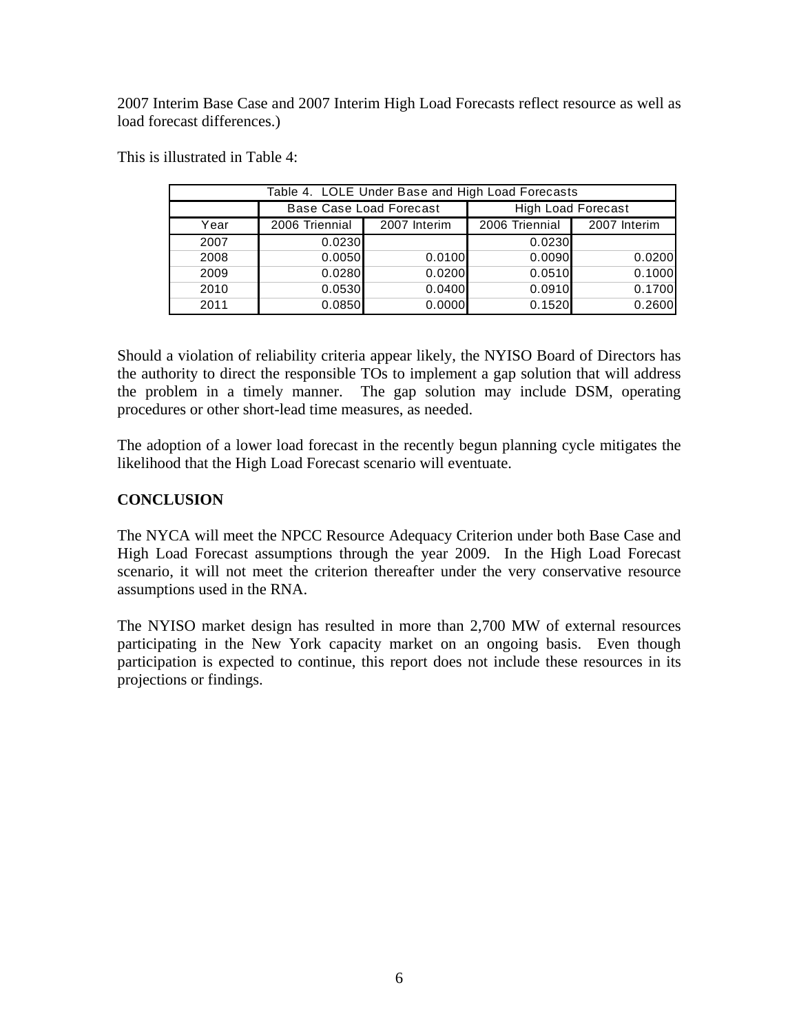2007 Interim Base Case and 2007 Interim High Load Forecasts reflect resource as well as load forecast differences.)

This is illustrated in Table 4:

| Table 4. LOLE Under Base and High Load Forecasts | | | | |
|---|---|---|---|---|
| | Base Case Load Forecast | | High Load Forecast | |
| Year | 2006 Triennial | 2007 Interim | 2006 Triennial | 2007 Interim |
| 2007 | 0.0230 | | 0.0230 | |
| 2008 | 0.0050 | 0.0100 | 0.0090 | 0.0200 |
| 2009 | 0.0280 | 0.0200 | 0.0510 | 0.1000 |
| 2010 | 0.0530 | 0.0400 | 0.0910 | 0.1700 |
| 2011 | 0.0850 | 0.0000 | 0.1520 | 0.2600 |

Should a violation of reliability criteria appear likely, the NYISO Board of Directors has the authority to direct the responsible TOs to implement a gap solution that will address the problem in a timely manner. The gap solution may include DSM, operating procedures or other short-lead time measures, as needed.

The adoption of a lower load forecast in the recently begun planning cycle mitigates the likelihood that the High Load Forecast scenario will eventuate.

**CONCLUSION**

The NYCA will meet the NPCC Resource Adequacy Criterion under both Base Case and High Load Forecast assumptions through the year 2009. In the High Load Forecast scenario, it will not meet the criterion thereafter under the very conservative resource assumptions used in the RNA.

The NYISO market design has resulted in more than 2,700 MW of external resources participating in the New York capacity market on an ongoing basis. Even though participation is expected to continue, this report does not include these resources in its projections or findings.